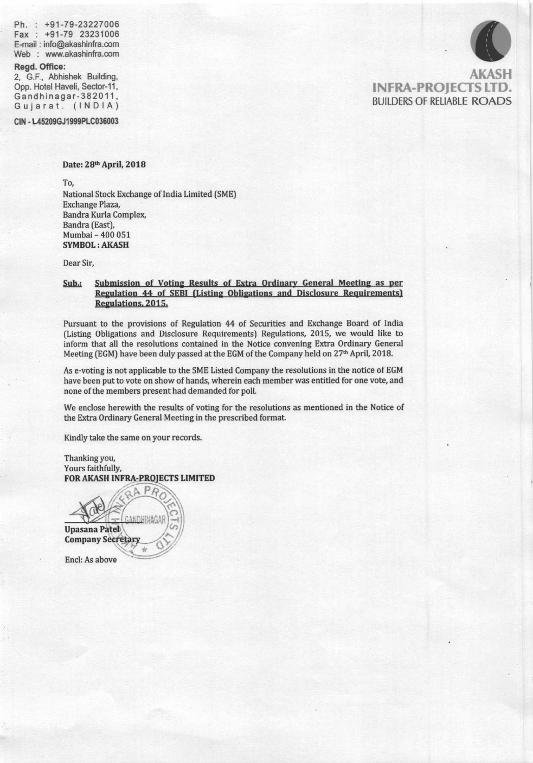Ph. : +91-79-23227006
Fax : +91-79 23231006
E-mail : info@akashinfra.com
Web : www.akashinfra.com

**Regd. Office:**
2, G.F., Abhishek Building,
Opp. Hotel Haveli, Sector-11,
Gandhinagar-382011,
Gujarat. (INDIA)

**CIN - L45209GJ1999PLC036003**

**AKASH**
**INFRA-PROJECTS LTD.**
BUILDERS OF RELIABLE ROADS

**Date: 28th April, 2018**

To,
National Stock Exchange of India Limited (SME)
Exchange Plaza,
Bandra Kurla Complex,
Bandra (East),
Mumbai – 400 051
**SYMBOL : AKASH**

Dear Sir,

**Sub.: Submission of Voting Results of Extra Ordinary General Meeting as per Regulation 44 of SEBI (Listing Obligations and Disclosure Requirements) Regulations, 2015.**

Pursuant to the provisions of Regulation 44 of Securities and Exchange Board of India (Listing Obligations and Disclosure Requirements) Regulations, 2015, we would like to inform that all the resolutions contained in the Notice convening Extra Ordinary General Meeting (EGM) have been duly passed at the EGM of the Company held on 27th April, 2018.

As e-voting is not applicable to the SME Listed Company the resolutions in the notice of EGM have been put to vote on show of hands, wherein each member was entitled for one vote, and none of the members present had demanded for poll.

We enclose herewith the results of voting for the resolutions as mentioned in the Notice of the Extra Ordinary General Meeting in the prescribed format.

Kindly take the same on your records.

Thanking you,
Yours faithfully,
**FOR AKASH INFRA-PROJECTS LIMITED**

**Upasana Patel**
**Company Secretary**

Encl: As above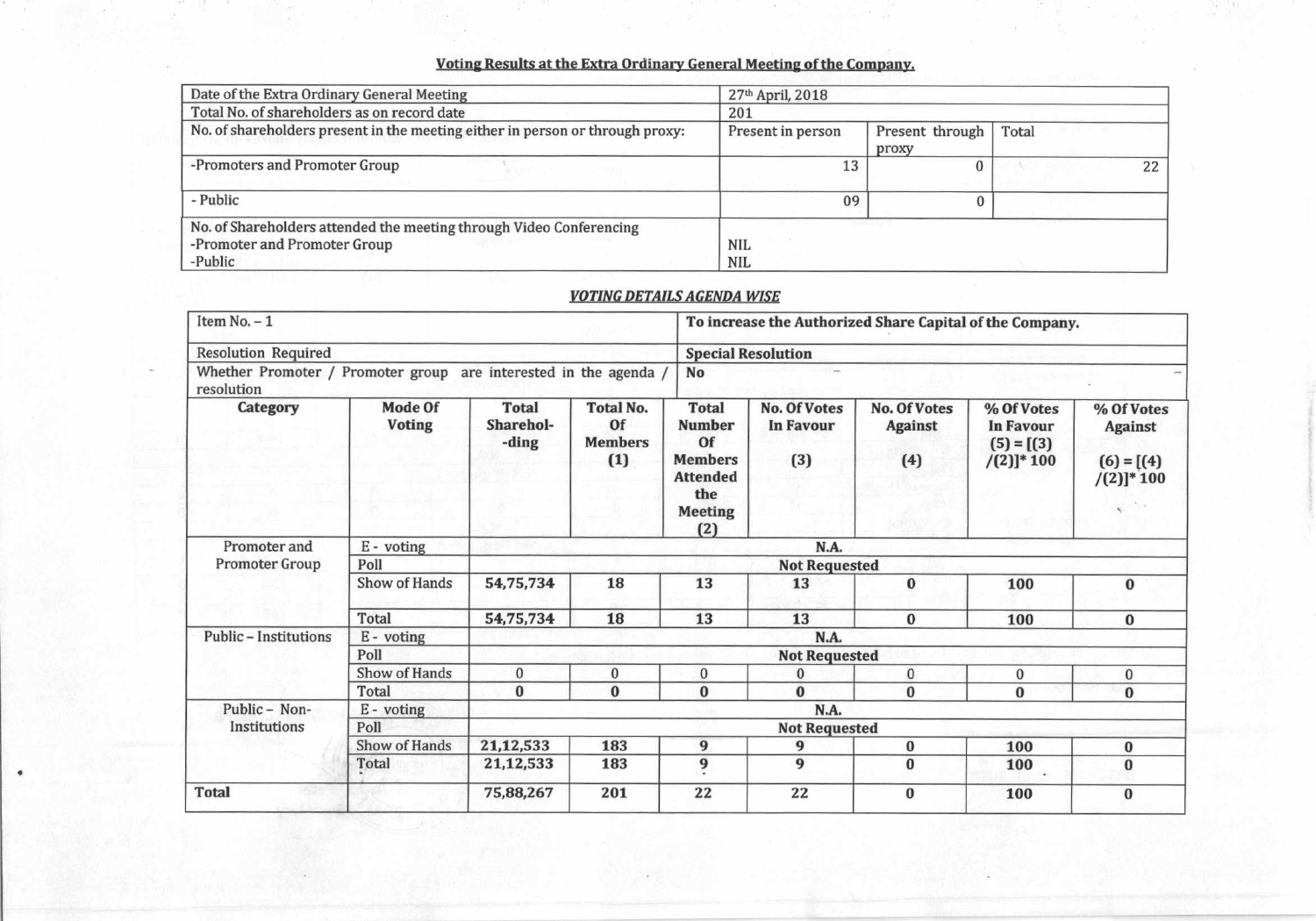## Voting Results at the Extra Ordinary General Meeting of the Company.

| Date of the Extra Ordinary General Meeting | 27th April, 2018 | | |
|---|---|---|---|
| Total No. of shareholders as on record date | 201 | | |
| No. of shareholders present in the meeting either in person or through proxy: | Present in person | Present through proxy | Total |
| -Promoters and Promoter Group | 13 | 0 | 22 |
| - Public | 09 | 0 | |
| No. of Shareholders attended the meeting through Video Conferencing<br>-Promoter and Promoter Group<br>-Public | NIL<br>NIL | | |

### *VOTING DETAILS AGENDA WISE*

| Item No. – 1 | | | | **To increase the Authorized Share Capital of the Company.** | | | | |
|---|---|---|---|---|---|---|---|---|
| Resolution Required | | | | **Special Resolution** | | | | |
| Whether Promoter / Promoter group are interested in the agenda / resolution | | | | No | | | | |
| **Category** | **Mode Of Voting** | **Total Sharehol--ding** | **Total No. Of Members (1)** | **Total Number Of Members Attended the Meeting (2)** | **No. Of Votes In Favour (3)** | **No. Of Votes Against (4)** | **% Of Votes In Favour (5) = [(3) /(2)]* 100** | **% Of Votes Against (6) = [(4) /(2)]* 100** |
| Promoter and Promoter Group | E - voting | **N.A.** | | | | | | |
| | Poll | **Not Requested** | | | | | | |
| | Show of Hands | **54,75,734** | **18** | **13** | **13** | **0** | **100** | **0** |
| | Total | **54,75,734** | **18** | **13** | **13** | **0** | **100** | **0** |
| Public – Institutions | E - voting | **N.A.** | | | | | | |
| | Poll | **Not Requested** | | | | | | |
| | Show of Hands | 0 | 0 | 0 | 0 | 0 | 0 | 0 |
| | Total | **0** | **0** | **0** | **0** | **0** | **0** | **0** |
| Public – Non-Institutions | E - voting | **N.A.** | | | | | | |
| | Poll | **Not Requested** | | | | | | |
| | Show of Hands | **21,12,533** | **183** | **9** | **9** | **0** | **100** | **0** |
| | Total | **21,12,533** | **183** | **9** | **9** | **0** | **100** | **0** |
| **Total** | | **75,88,267** | **201** | **22** | **22** | **0** | **100** | **0** |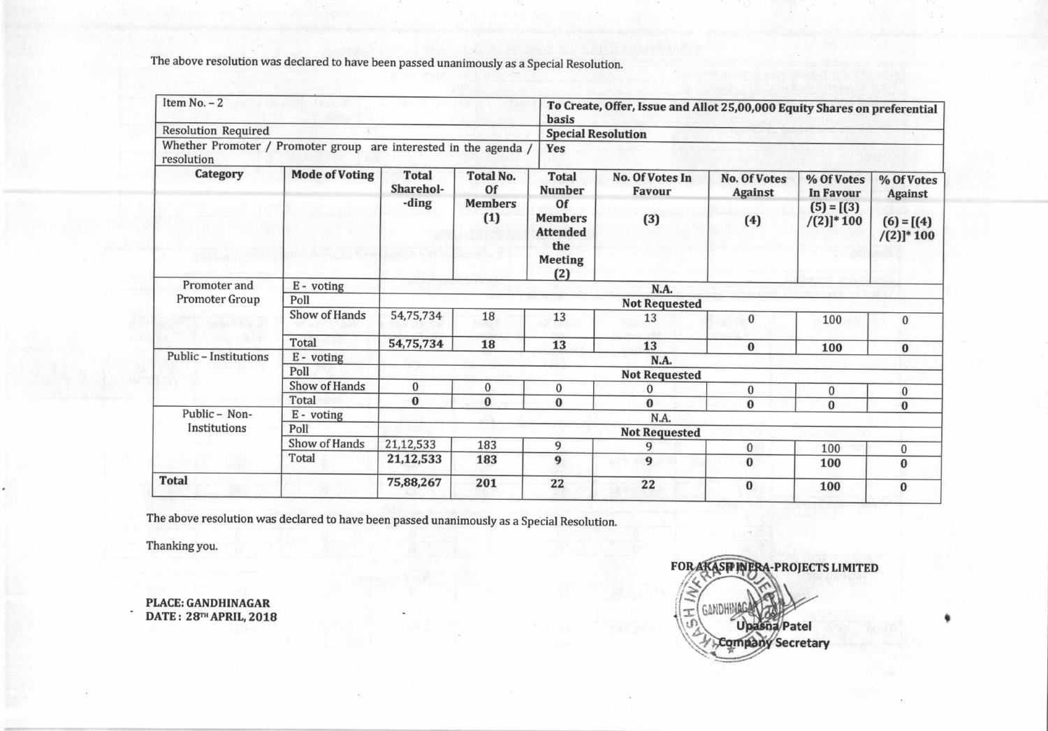The above resolution was declared to have been passed unanimously as a Special Resolution.

| Item No. – 2 | | | | | To Create, Offer, Issue and Allot 25,00,000 Equity Shares on preferential basis | | | |
|---|---|---|---|---|---|---|---|---|
| Resolution Required | | | | | Special Resolution | | | |
| Whether Promoter / Promoter group are interested in the agenda / resolution | | | | | Yes | | | |
| **Category** | **Mode of Voting** | **Total Sharehol--ding** | **Total No. Of Members (1)** | **Total Number Of Members Attended the Meeting (2)** | **No. Of Votes In Favour (3)** | **No. Of Votes Against (4)** | **% Of Votes In Favour (5) = [(3) /(2)]* 100** | **% Of Votes Against (6) = [(4) /(2)]* 100** |
| Promoter and Promoter Group | E - voting | N.A. | | | | | | |
| | Poll | Not Requested | | | | | | |
| | Show of Hands | 54,75,734 | 18 | 13 | 13 | 0 | 100 | 0 |
| | Total | **54,75,734** | **18** | **13** | **13** | **0** | **100** | **0** |
| Public – Institutions | E - voting | N.A. | | | | | | |
| | Poll | Not Requested | | | | | | |
| | Show of Hands | 0 | 0 | 0 | 0 | 0 | 0 | 0 |
| | Total | **0** | **0** | **0** | **0** | **0** | **0** | **0** |
| Public – Non-Institutions | E - voting | N.A. | | | | | | |
| | Poll | Not Requested | | | | | | |
| | Show of Hands | 21,12,533 | 183 | 9 | 9 | 0 | 100 | 0 |
| | Total | **21,12,533** | **183** | **9** | **9** | **0** | **100** | **0** |
| **Total** | | **75,88,267** | **201** | **22** | **22** | **0** | **100** | **0** |

The above resolution was declared to have been passed unanimously as a Special Resolution.

Thanking you.

**FOR AKASH INFRA-PROJECTS LIMITED**

**Upasna Patel**
**Company Secretary**

**PLACE: GANDHINAGAR**
**DATE: 28TH APRIL, 2018**